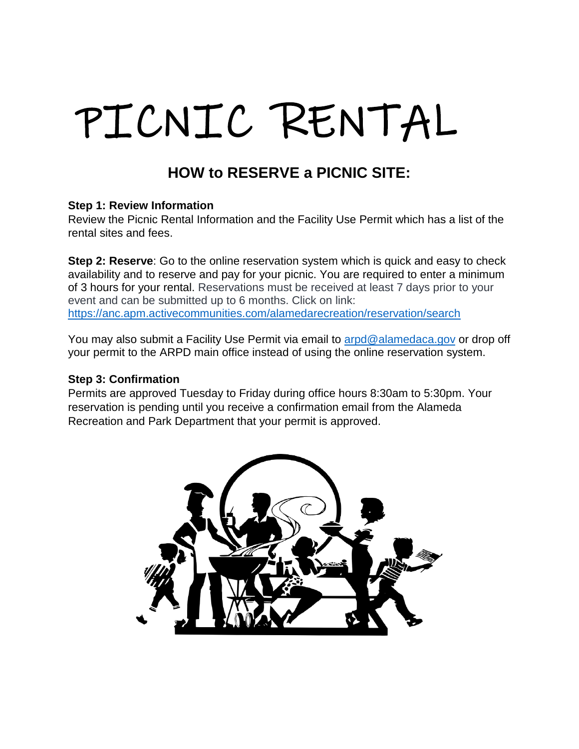# PICNIC RENTAL

## HOW to RESERVE a PICNIC SITE:

**Step 1: Review Information**
Review the Picnic Rental Information and the Facility Use Permit which has a list of the rental sites and fees.

**Step 2: Reserve**: Go to the online reservation system which is quick and easy to check availability and to reserve and pay for your picnic. You are required to enter a minimum of 3 hours for your rental. Reservations must be received at least 7 days prior to your event and can be submitted up to 6 months. Click on link: https://anc.apm.activecommunities.com/alamedarecreation/reservation/search

You may also submit a Facility Use Permit via email to arpd@alamedaca.gov or drop off your permit to the ARPD main office instead of using the online reservation system.

**Step 3: Confirmation**
Permits are approved Tuesday to Friday during office hours 8:30am to 5:30pm. Your reservation is pending until you receive a confirmation email from the Alameda Recreation and Park Department that your permit is approved.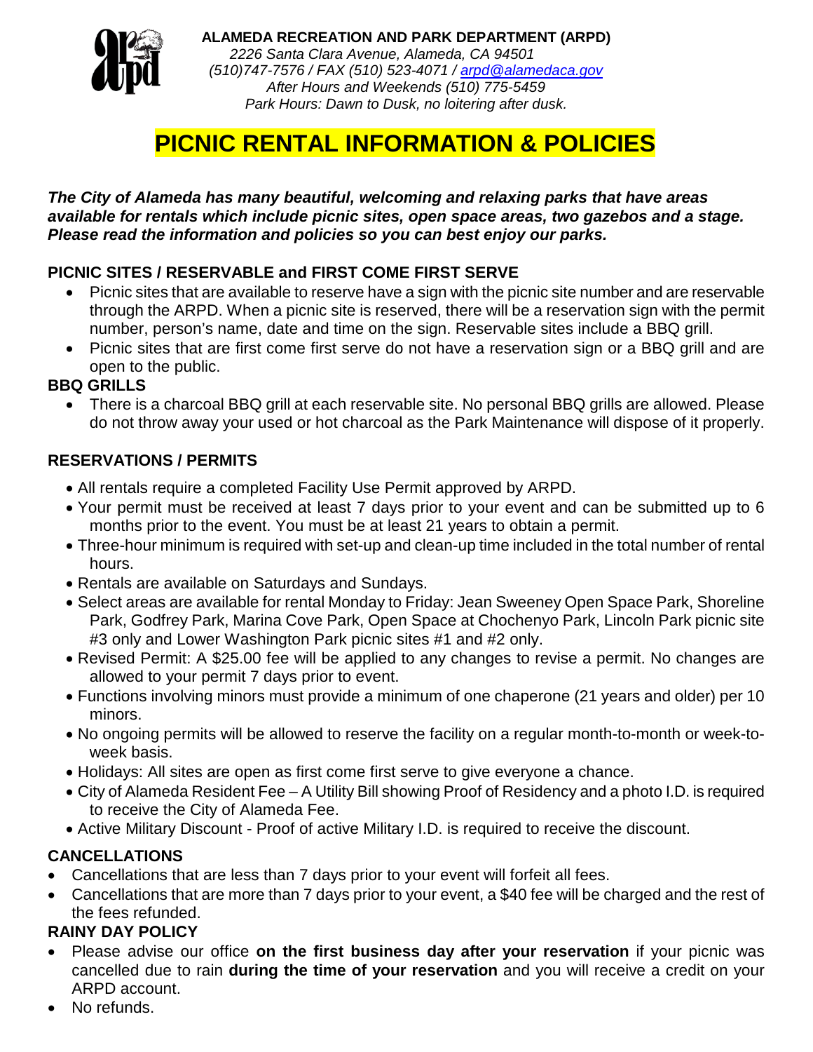**ALAMEDA RECREATION AND PARK DEPARTMENT (ARPD)**
*2226 Santa Clara Avenue, Alameda, CA 94501*
*(510)747-7576 / FAX (510) 523-4071 / arpd@alamedaca.gov*
*After Hours and Weekends (510) 775-5459*
*Park Hours: Dawn to Dusk, no loitering after dusk.*

# PICNIC RENTAL INFORMATION & POLICIES

***The City of Alameda has many beautiful, welcoming and relaxing parks that have areas available for rentals which include picnic sites, open space areas, two gazebos and a stage. Please read the information and policies so you can best enjoy our parks.***

## PICNIC SITES / RESERVABLE and FIRST COME FIRST SERVE

- Picnic sites that are available to reserve have a sign with the picnic site number and are reservable through the ARPD. When a picnic site is reserved, there will be a reservation sign with the permit number, person's name, date and time on the sign. Reservable sites include a BBQ grill.
- Picnic sites that are first come first serve do not have a reservation sign or a BBQ grill and are open to the public.

## BBQ GRILLS

- There is a charcoal BBQ grill at each reservable site. No personal BBQ grills are allowed. Please do not throw away your used or hot charcoal as the Park Maintenance will dispose of it properly.

## RESERVATIONS / PERMITS

- All rentals require a completed Facility Use Permit approved by ARPD.
- Your permit must be received at least 7 days prior to your event and can be submitted up to 6 months prior to the event. You must be at least 21 years to obtain a permit.
- Three-hour minimum is required with set-up and clean-up time included in the total number of rental hours.
- Rentals are available on Saturdays and Sundays.
- Select areas are available for rental Monday to Friday: Jean Sweeney Open Space Park, Shoreline Park, Godfrey Park, Marina Cove Park, Open Space at Chochenyo Park, Lincoln Park picnic site #3 only and Lower Washington Park picnic sites #1 and #2 only.
- Revised Permit: A $25.00 fee will be applied to any changes to revise a permit. No changes are allowed to your permit 7 days prior to event.
- Functions involving minors must provide a minimum of one chaperone (21 years and older) per 10 minors.
- No ongoing permits will be allowed to reserve the facility on a regular month-to-month or week-to-week basis.
- Holidays: All sites are open as first come first serve to give everyone a chance.
- City of Alameda Resident Fee – A Utility Bill showing Proof of Residency and a photo I.D. is required to receive the City of Alameda Fee.
- Active Military Discount - Proof of active Military I.D. is required to receive the discount.

## CANCELLATIONS

- Cancellations that are less than 7 days prior to your event will forfeit all fees.
- Cancellations that are more than 7 days prior to your event, a $40 fee will be charged and the rest of the fees refunded.

## RAINY DAY POLICY

- Please advise our office **on the first business day after your reservation** if your picnic was cancelled due to rain **during the time of your reservation** and you will receive a credit on your ARPD account.
- No refunds.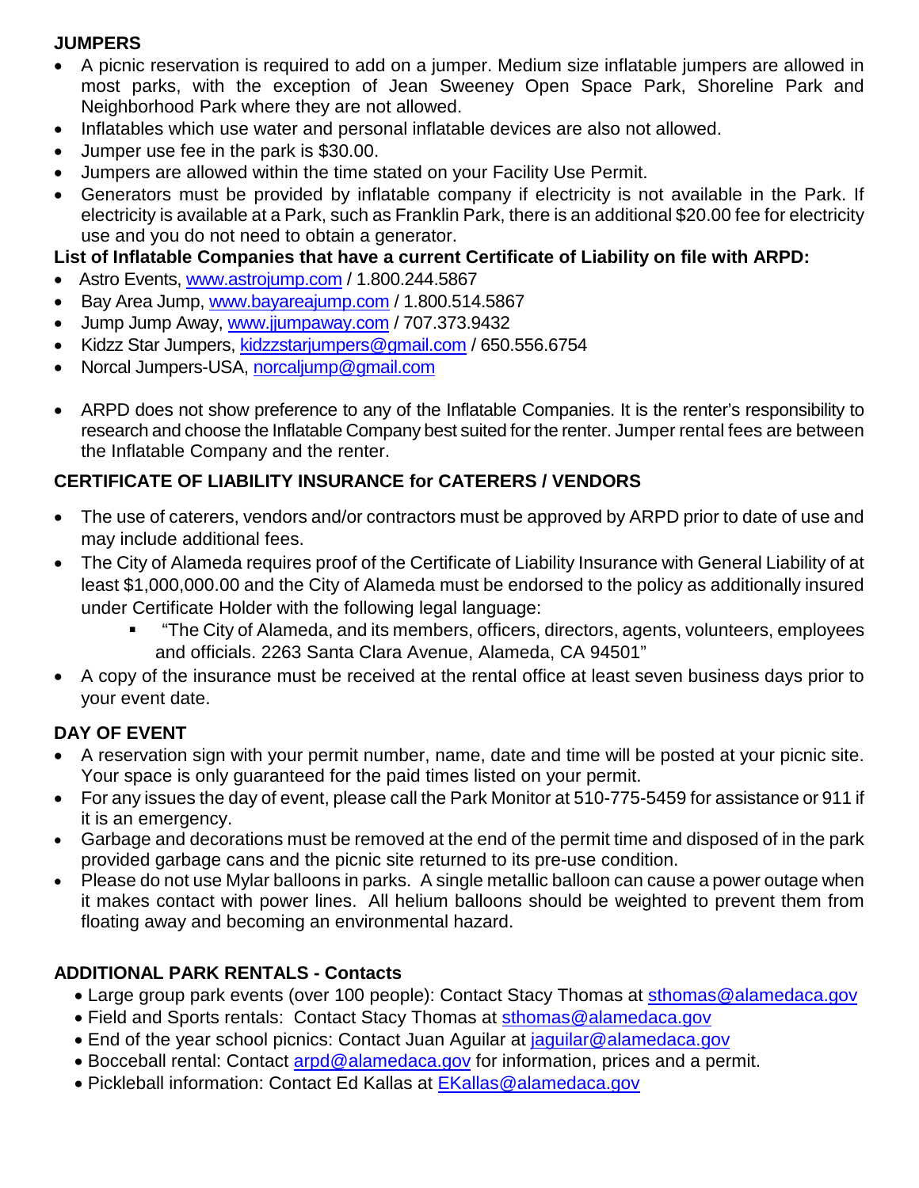**JUMPERS**

- A picnic reservation is required to add on a jumper. Medium size inflatable jumpers are allowed in most parks, with the exception of Jean Sweeney Open Space Park, Shoreline Park and Neighborhood Park where they are not allowed.
- Inflatables which use water and personal inflatable devices are also not allowed.
- Jumper use fee in the park is $30.00.
- Jumpers are allowed within the time stated on your Facility Use Permit.
- Generators must be provided by inflatable company if electricity is not available in the Park. If electricity is available at a Park, such as Franklin Park, there is an additional $20.00 fee for electricity use and you do not need to obtain a generator.

**List of Inflatable Companies that have a current Certificate of Liability on file with ARPD:**

- Astro Events, www.astrojump.com / 1.800.244.5867
- Bay Area Jump, www.bayareajump.com / 1.800.514.5867
- Jump Jump Away, www.jjumpaway.com / 707.373.9432
- Kidzz Star Jumpers, kidzzstarjumpers@gmail.com / 650.556.6754
- Norcal Jumpers-USA, norcaljump@gmail.com

- ARPD does not show preference to any of the Inflatable Companies. It is the renter's responsibility to research and choose the Inflatable Company best suited for the renter. Jumper rental fees are between the Inflatable Company and the renter.

**CERTIFICATE OF LIABILITY INSURANCE for CATERERS / VENDORS**

- The use of caterers, vendors and/or contractors must be approved by ARPD prior to date of use and may include additional fees.
- The City of Alameda requires proof of the Certificate of Liability Insurance with General Liability of at least $1,000,000.00 and the City of Alameda must be endorsed to the policy as additionally insured under Certificate Holder with the following legal language:
    - "The City of Alameda, and its members, officers, directors, agents, volunteers, employees and officials. 2263 Santa Clara Avenue, Alameda, CA 94501"
- A copy of the insurance must be received at the rental office at least seven business days prior to your event date.

**DAY OF EVENT**

- A reservation sign with your permit number, name, date and time will be posted at your picnic site. Your space is only guaranteed for the paid times listed on your permit.
- For any issues the day of event, please call the Park Monitor at 510-775-5459 for assistance or 911 if it is an emergency.
- Garbage and decorations must be removed at the end of the permit time and disposed of in the park provided garbage cans and the picnic site returned to its pre-use condition.
- Please do not use Mylar balloons in parks. A single metallic balloon can cause a power outage when it makes contact with power lines. All helium balloons should be weighted to prevent them from floating away and becoming an environmental hazard.

**ADDITIONAL PARK RENTALS - Contacts**

- Large group park events (over 100 people): Contact Stacy Thomas at sthomas@alamedaca.gov
- Field and Sports rentals: Contact Stacy Thomas at sthomas@alamedaca.gov
- End of the year school picnics: Contact Juan Aguilar at jaguilar@alamedaca.gov
- Bocceball rental: Contact arpd@alamedaca.gov for information, prices and a permit.
- Pickleball information: Contact Ed Kallas at EKallas@alamedaca.gov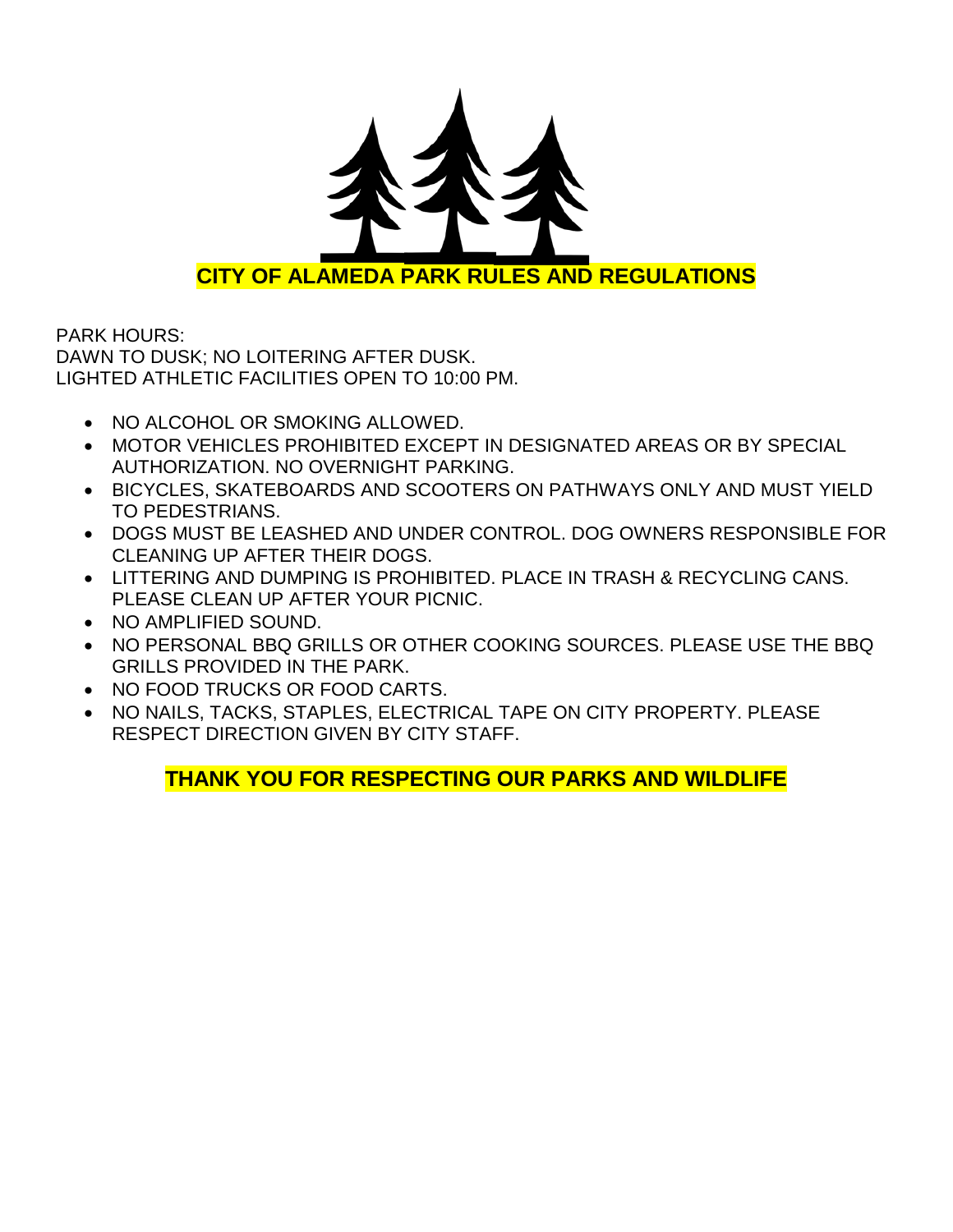# CITY OF ALAMEDA PARK RULES AND REGULATIONS

PARK HOURS:
DAWN TO DUSK; NO LOITERING AFTER DUSK.
LIGHTED ATHLETIC FACILITIES OPEN TO 10:00 PM.

- NO ALCOHOL OR SMOKING ALLOWED.
- MOTOR VEHICLES PROHIBITED EXCEPT IN DESIGNATED AREAS OR BY SPECIAL AUTHORIZATION. NO OVERNIGHT PARKING.
- BICYCLES, SKATEBOARDS AND SCOOTERS ON PATHWAYS ONLY AND MUST YIELD TO PEDESTRIANS.
- DOGS MUST BE LEASHED AND UNDER CONTROL. DOG OWNERS RESPONSIBLE FOR CLEANING UP AFTER THEIR DOGS.
- LITTERING AND DUMPING IS PROHIBITED. PLACE IN TRASH & RECYCLING CANS. PLEASE CLEAN UP AFTER YOUR PICNIC.
- NO AMPLIFIED SOUND.
- NO PERSONAL BBQ GRILLS OR OTHER COOKING SOURCES. PLEASE USE THE BBQ GRILLS PROVIDED IN THE PARK.
- NO FOOD TRUCKS OR FOOD CARTS.
- NO NAILS, TACKS, STAPLES, ELECTRICAL TAPE ON CITY PROPERTY. PLEASE RESPECT DIRECTION GIVEN BY CITY STAFF.

**THANK YOU FOR RESPECTING OUR PARKS AND WILDLIFE**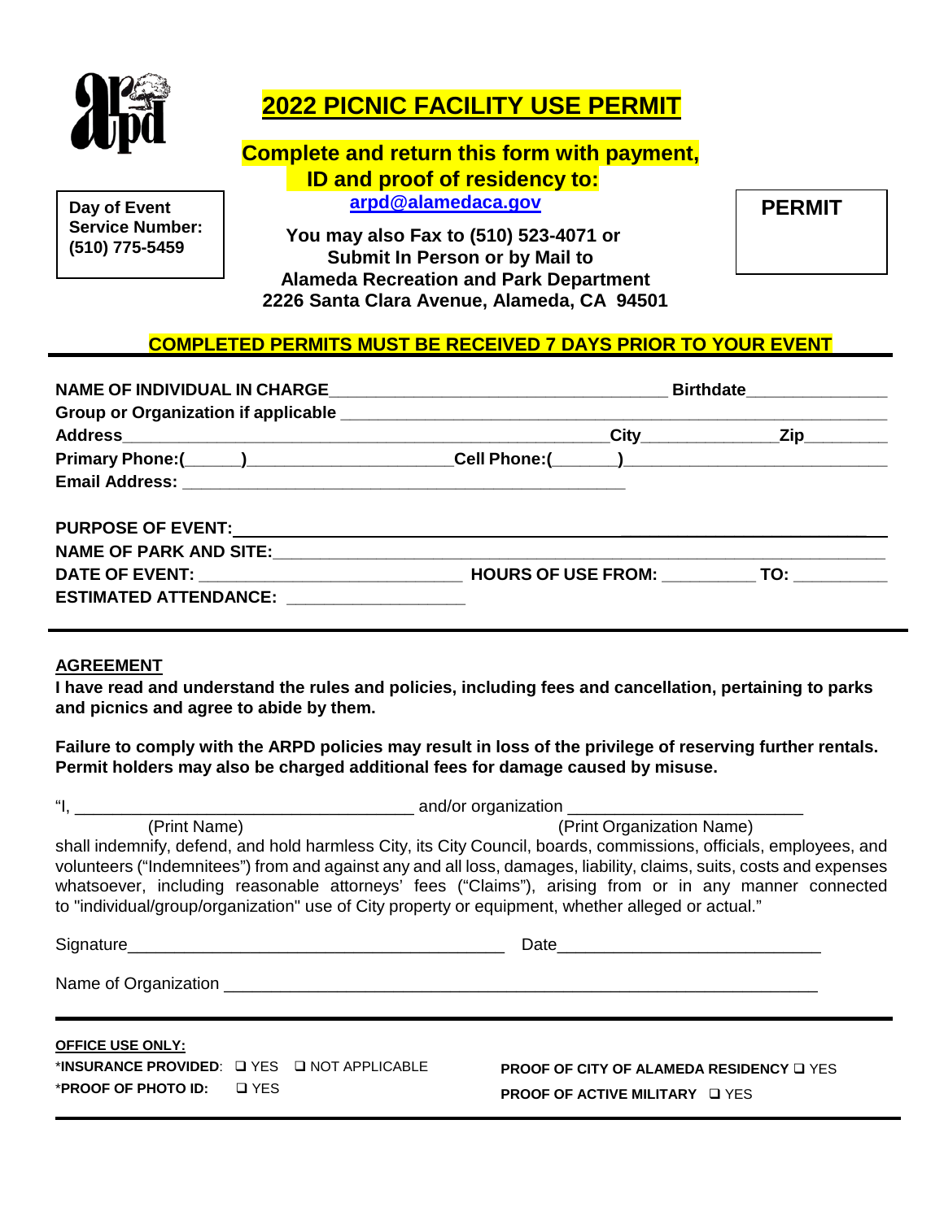# 2022 PICNIC FACILITY USE PERMIT

**Complete and return this form with payment, ID and proof of residency to:**

**arpd@alamedaca.gov**

**Day of Event Service Number: (510) 775-5459**

**You may also Fax to (510) 523-4071 or Submit In Person or by Mail to Alameda Recreation and Park Department 2226 Santa Clara Avenue, Alameda, CA 94501**

**PERMIT**

**COMPLETED PERMITS MUST BE RECEIVED 7 DAYS PRIOR TO YOUR EVENT**

**NAME OF INDIVIDUAL IN CHARGE**____________________________________ **Birthdate**_______________

**Group or Organization if applicable** _______________________________________________________

**Address**____________________________________________________ **City**______________ **Zip**_________

**Primary Phone:(______)**_____________________ **Cell Phone:(_______)**___________________________

**Email Address:** _________________________________________________

**PURPOSE OF EVENT:**__________________________________________________________________

**NAME OF PARK AND SITE:**____________________________________________________________

**DATE OF EVENT:** ____________________________ **HOURS OF USE FROM:** __________ **TO:** __________

**ESTIMATED ATTENDANCE:** ___________________

## AGREEMENT

**I have read and understand the rules and policies, including fees and cancellation, pertaining to parks and picnics and agree to abide by them.**

**Failure to comply with the ARPD policies may result in loss of the privilege of reserving further rentals. Permit holders may also be charged additional fees for damage caused by misuse.**

"I, ____________________________________ and/or organization __________________________
(Print Name) (Print Organization Name)
shall indemnify, defend, and hold harmless City, its City Council, boards, commissions, officials, employees, and volunteers ("Indemnitees") from and against any and all loss, damages, liability, claims, suits, costs and expenses whatsoever, including reasonable attorneys' fees ("Claims"), arising from or in any manner connected to "individual/group/organization" use of City property or equipment, whether alleged or actual."

Signature_________________________________________ Date____________________________

Name of Organization _________________________________________________________________

**OFFICE USE ONLY:**

*__INSURANCE PROVIDED__: ❑ YES ❑ NOT APPLICABLE

*__PROOF OF PHOTO ID:__ ❑ YES

**PROOF OF CITY OF ALAMEDA RESIDENCY** ❑ YES

**PROOF OF ACTIVE MILITARY** ❑ YES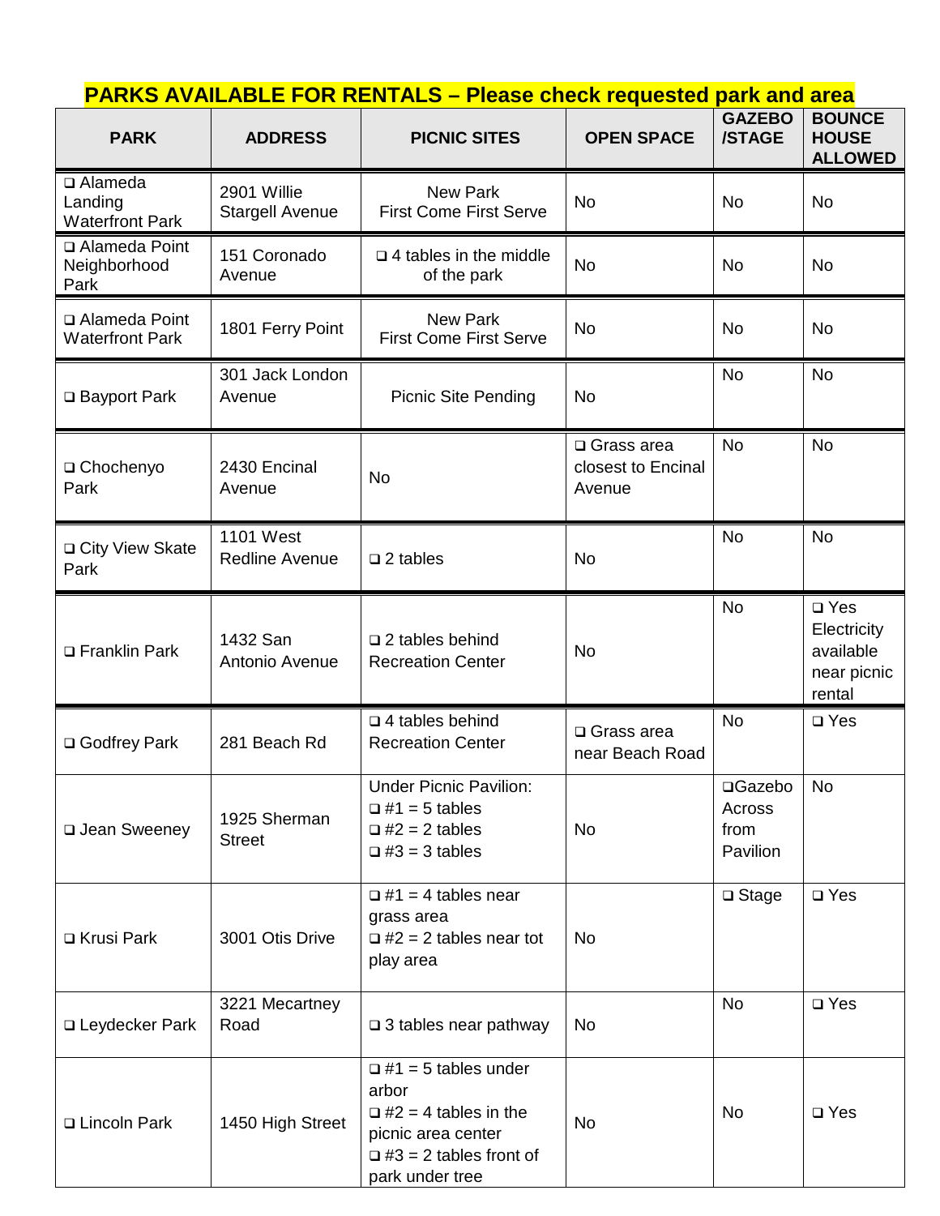**PARKS AVAILABLE FOR RENTALS – Please check requested park and area**

| PARK | ADDRESS | PICNIC SITES | OPEN SPACE | GAZEBO /STAGE | BOUNCE HOUSE ALLOWED |
|---|---|---|---|---|---|
| ❑ Alameda Landing Waterfront Park | 2901 Willie Stargell Avenue | New Park First Come First Serve | No | No | No |
| ❑ Alameda Point Neighborhood Park | 151 Coronado Avenue | ❑ 4 tables in the middle of the park | No | No | No |
| ❑ Alameda Point Waterfront Park | 1801 Ferry Point | New Park First Come First Serve | No | No | No |
| ❑ Bayport Park | 301 Jack London Avenue | Picnic Site Pending | No | No | No |
| ❑ Chochenyo Park | 2430 Encinal Avenue | No | ❑ Grass area closest to Encinal Avenue | No | No |
| ❑ City View Skate Park | 1101 West Redline Avenue | ❑ 2 tables | No | No | No |
| ❑ Franklin Park | 1432 San Antonio Avenue | ❑ 2 tables behind Recreation Center | No | No | ❑ Yes Electricity available near picnic rental |
| ❑ Godfrey Park | 281 Beach Rd | ❑ 4 tables behind Recreation Center | ❑ Grass area near Beach Road | No | ❑ Yes |
| ❑ Jean Sweeney | 1925 Sherman Street | Under Picnic Pavilion:<br>❑ #1 = 5 tables<br>❑ #2 = 2 tables<br>❑ #3 = 3 tables | No | ❑Gazebo Across from Pavilion | No |
| ❑ Krusi Park | 3001 Otis Drive | ❑ #1 = 4 tables near grass area<br>❑ #2 = 2 tables near tot play area | No | ❑ Stage | ❑ Yes |
| ❑ Leydecker Park | 3221 Mecartney Road | ❑ 3 tables near pathway | No | No | ❑ Yes |
| ❑ Lincoln Park | 1450 High Street | ❑ #1 = 5 tables under arbor<br>❑ #2 = 4 tables in the picnic area center<br>❑ #3 = 2 tables front of park under tree | No | No | ❑ Yes |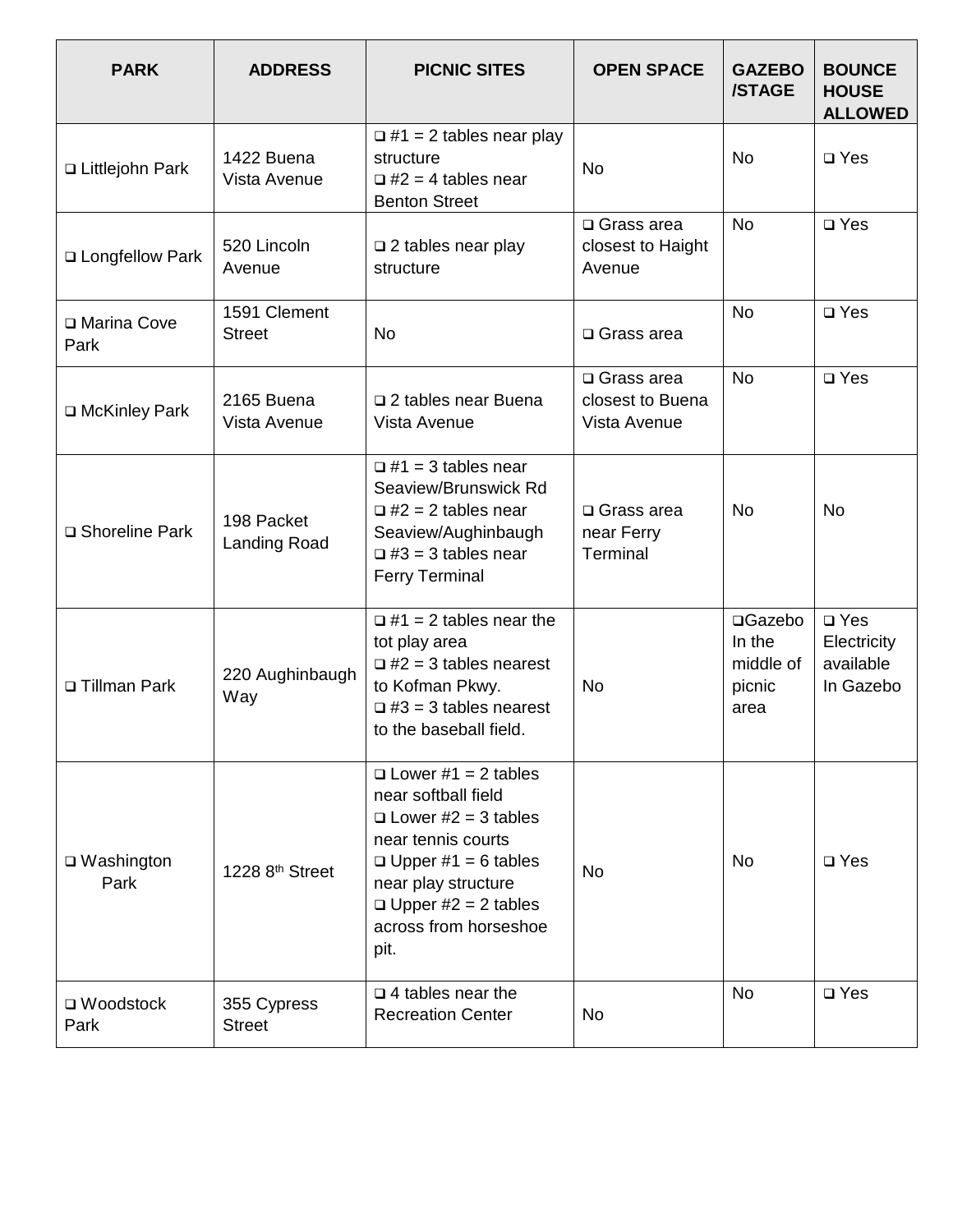| PARK | ADDRESS | PICNIC SITES | OPEN SPACE | GAZEBO /STAGE | BOUNCE HOUSE ALLOWED |
|---|---|---|---|---|---|
| ❑ Littlejohn Park | 1422 Buena Vista Avenue | ❑ #1 = 2 tables near play structure<br>❑ #2 = 4 tables near Benton Street | No | No | ❑ Yes |
| ❑ Longfellow Park | 520 Lincoln Avenue | ❑ 2 tables near play structure | ❑ Grass area closest to Haight Avenue | No | ❑ Yes |
| ❑ Marina Cove Park | 1591 Clement Street | No | ❑ Grass area | No | ❑ Yes |
| ❑ McKinley Park | 2165 Buena Vista Avenue | ❑ 2 tables near Buena Vista Avenue | ❑ Grass area closest to Buena Vista Avenue | No | ❑ Yes |
| ❑ Shoreline Park | 198 Packet Landing Road | ❑ #1 = 3 tables near Seaview/Brunswick Rd<br>❑ #2 = 2 tables near Seaview/Aughinbaugh<br>❑ #3 = 3 tables near Ferry Terminal | ❑ Grass area near Ferry Terminal | No | No |
| ❑ Tillman Park | 220 Aughinbaugh Way | ❑ #1 = 2 tables near the tot play area<br>❑ #2 = 3 tables nearest to Kofman Pkwy.<br>❑ #3 = 3 tables nearest to the baseball field. | No | ❑Gazebo In the middle of picnic area | ❑ Yes Electricity available In Gazebo |
| ❑ Washington Park | 1228 8th Street | ❑ Lower #1 = 2 tables near softball field<br>❑ Lower #2 = 3 tables near tennis courts<br>❑ Upper #1 = 6 tables near play structure<br>❑ Upper #2 = 2 tables across from horseshoe pit. | No | No | ❑ Yes |
| ❑ Woodstock Park | 355 Cypress Street | ❑ 4 tables near the Recreation Center | No | No | ❑ Yes |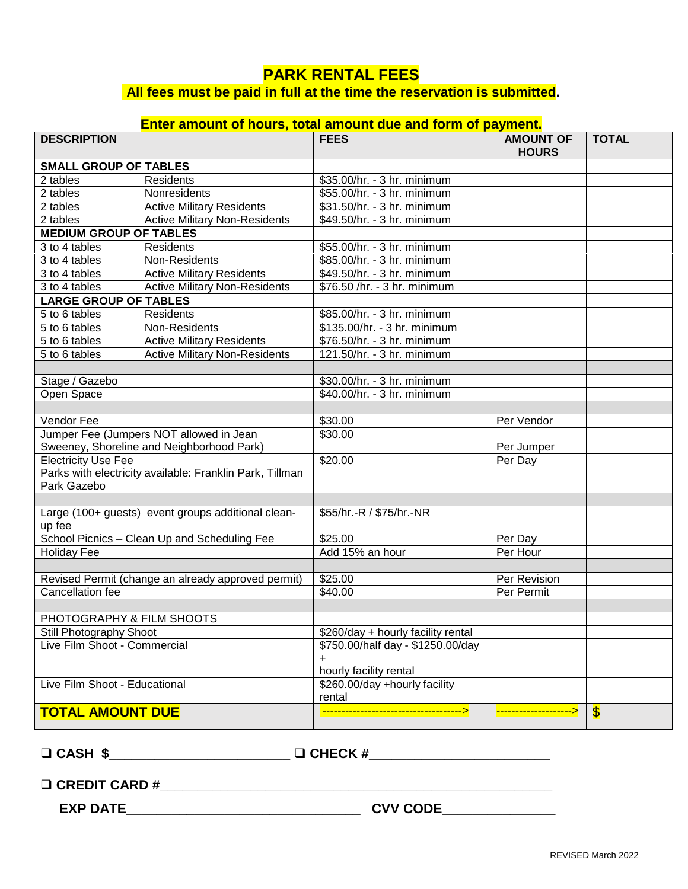# PARK RENTAL FEES

**All fees must be paid in full at the time the reservation is submitted.**

**Enter amount of hours, total amount due and form of payment.**

| DESCRIPTION | | FEES | AMOUNT OF HOURS | TOTAL |
|---|---|---|---|---|
| **SMALL GROUP OF TABLES** | | | | |
| 2 tables | Residents | $35.00/hr. - 3 hr. minimum | | |
| 2 tables | Nonresidents | $55.00/hr. - 3 hr. minimum | | |
| 2 tables | Active Military Residents | $31.50/hr. - 3 hr. minimum | | |
| 2 tables | Active Military Non-Residents | $49.50/hr. - 3 hr. minimum | | |
| **MEDIUM GROUP OF TABLES** | | | | |
| 3 to 4 tables | Residents | $55.00/hr. - 3 hr. minimum | | |
| 3 to 4 tables | Non-Residents | $85.00/hr. - 3 hr. minimum | | |
| 3 to 4 tables | Active Military Residents | $49.50/hr. - 3 hr. minimum | | |
| 3 to 4 tables | Active Military Non-Residents | $76.50 /hr. - 3 hr. minimum | | |
| **LARGE GROUP OF TABLES** | | | | |
| 5 to 6 tables | Residents | $85.00/hr. - 3 hr. minimum | | |
| 5 to 6 tables | Non-Residents | $135.00/hr. - 3 hr. minimum | | |
| 5 to 6 tables | Active Military Residents | $76.50/hr. - 3 hr. minimum | | |
| 5 to 6 tables | Active Military Non-Residents | 121.50/hr. - 3 hr. minimum | | |
| | | | | |
| Stage / Gazebo | | $30.00/hr. - 3 hr. minimum | | |
| Open Space | | $40.00/hr. - 3 hr. minimum | | |
| | | | | |
| Vendor Fee | | $30.00 | Per Vendor | |
| Jumper Fee (Jumpers NOT allowed in Jean Sweeney, Shoreline and Neighborhood Park) | | $30.00 | Per Jumper | |
| Electricity Use Fee<br>Parks with electricity available: Franklin Park, Tillman Park Gazebo | | $20.00 | Per Day | |
| | | | | |
| Large (100+ guests) event groups additional clean-up fee | | $55/hr.-R / $75/hr.-NR | | |
| School Picnics – Clean Up and Scheduling Fee | | $25.00 | Per Day | |
| Holiday Fee | | Add 15% an hour | Per Hour | |
| | | | | |
| Revised Permit (change an already approved permit) | | $25.00 | Per Revision | |
| Cancellation fee | | $40.00 | Per Permit | |
| | | | | |
| PHOTOGRAPHY & FILM SHOOTS | | | | |
| Still Photography Shoot | | $260/day + hourly facility rental | | |
| Live Film Shoot - Commercial | | $750.00/half day - $1250.00/day + hourly facility rental | | |
| Live Film Shoot - Educational | | $260.00/day +hourly facility rental | | |
| **TOTAL AMOUNT DUE** | | -------------------------------------> | --------------------> | $ |

☐ **CASH $**________________________ ☐ **CHECK #**________________________

☐ **CREDIT CARD #**__________________________________________________________

**EXP DATE**________________________________ **CVV CODE**_______________

REVISED March 2022